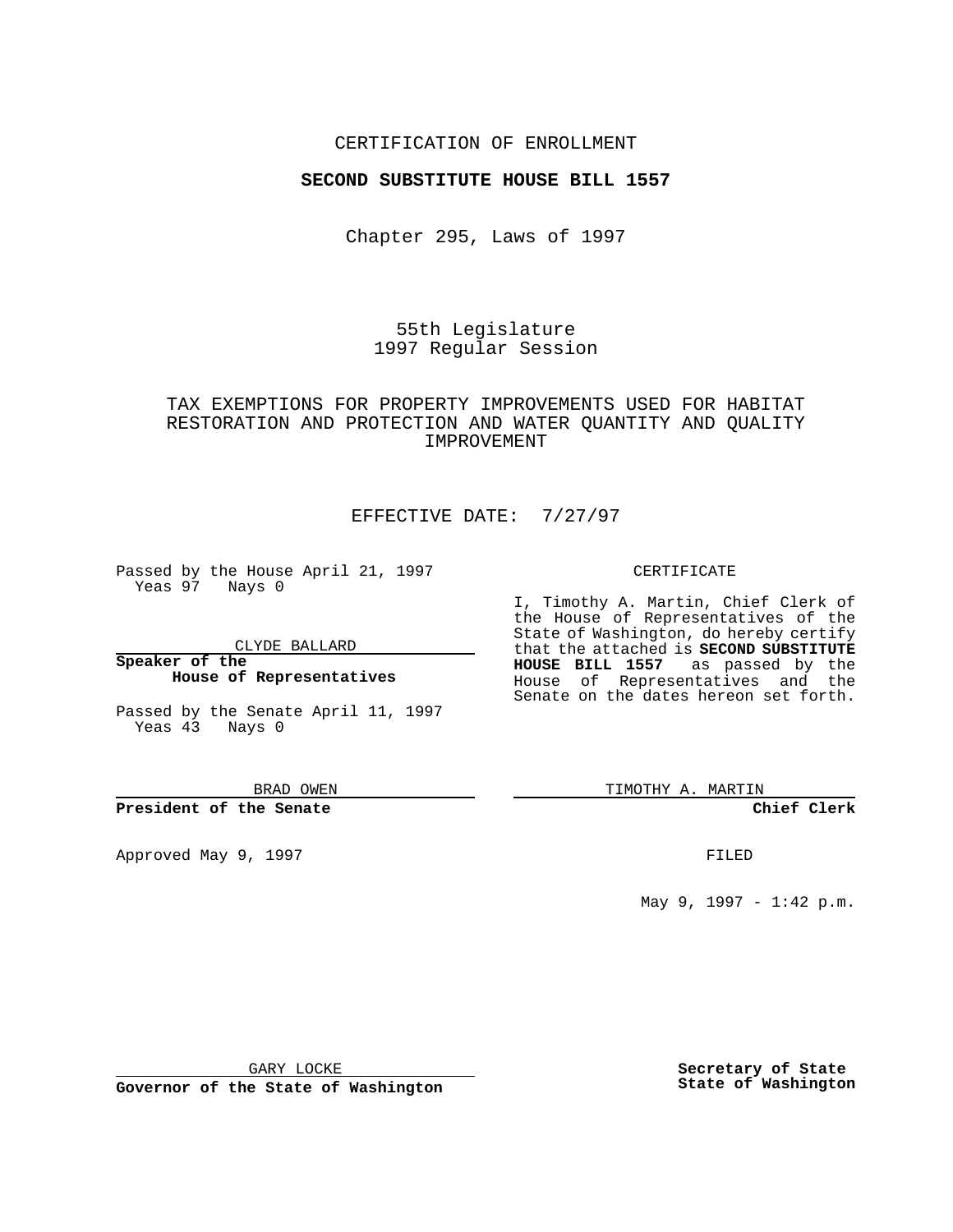CERTIFICATION OF ENROLLMENT

**SECOND SUBSTITUTE HOUSE BILL 1557**

Chapter 295, Laws of 1997

55th Legislature
1997 Regular Session

TAX EXEMPTIONS FOR PROPERTY IMPROVEMENTS USED FOR HABITAT RESTORATION AND PROTECTION AND WATER QUANTITY AND QUALITY IMPROVEMENT

EFFECTIVE DATE: 7/27/97

Passed by the House April 21, 1997
Yeas 97 Nays 0

CLYDE BALLARD

**Speaker of the House of Representatives**

Passed by the Senate April 11, 1997
Yeas 43 Nays 0

BRAD OWEN

**President of the Senate**

Approved May 9, 1997

GARY LOCKE

**Governor of the State of Washington**

CERTIFICATE

I, Timothy A. Martin, Chief Clerk of the House of Representatives of the State of Washington, do hereby certify that the attached is **SECOND SUBSTITUTE HOUSE BILL 1557** as passed by the House of Representatives and the Senate on the dates hereon set forth.

TIMOTHY A. MARTIN

**Chief Clerk**

FILED

May 9, 1997 - 1:42 p.m.

**Secretary of State State of Washington**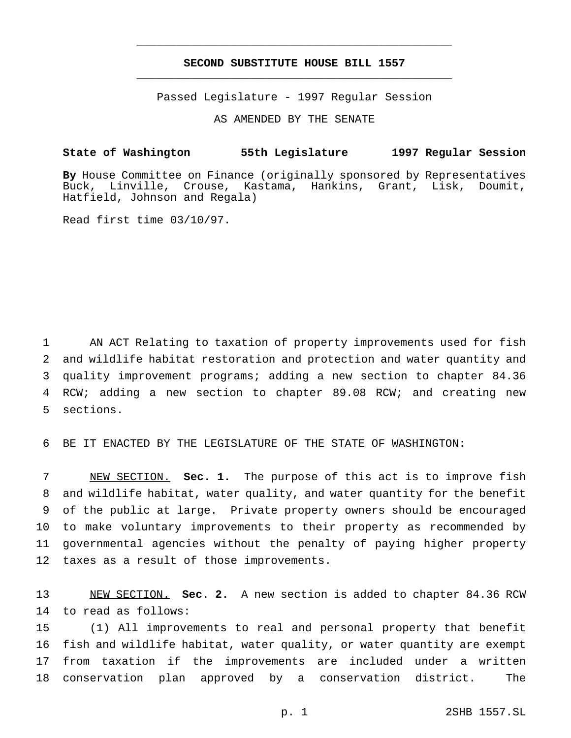# SECOND SUBSTITUTE HOUSE BILL 1557

Passed Legislature - 1997 Regular Session

AS AMENDED BY THE SENATE

**State of Washington 55th Legislature 1997 Regular Session**

**By** House Committee on Finance (originally sponsored by Representatives Buck, Linville, Crouse, Kastama, Hankins, Grant, Lisk, Doumit, Hatfield, Johnson and Regala)

Read first time 03/10/97.

AN ACT Relating to taxation of property improvements used for fish and wildlife habitat restoration and protection and water quantity and quality improvement programs; adding a new section to chapter 84.36 RCW; adding a new section to chapter 89.08 RCW; and creating new sections.

BE IT ENACTED BY THE LEGISLATURE OF THE STATE OF WASHINGTON:

NEW SECTION. **Sec. 1.** The purpose of this act is to improve fish and wildlife habitat, water quality, and water quantity for the benefit of the public at large. Private property owners should be encouraged to make voluntary improvements to their property as recommended by governmental agencies without the penalty of paying higher property taxes as a result of those improvements.

NEW SECTION. **Sec. 2.** A new section is added to chapter 84.36 RCW to read as follows:

(1) All improvements to real and personal property that benefit fish and wildlife habitat, water quality, or water quantity are exempt from taxation if the improvements are included under a written conservation plan approved by a conservation district. The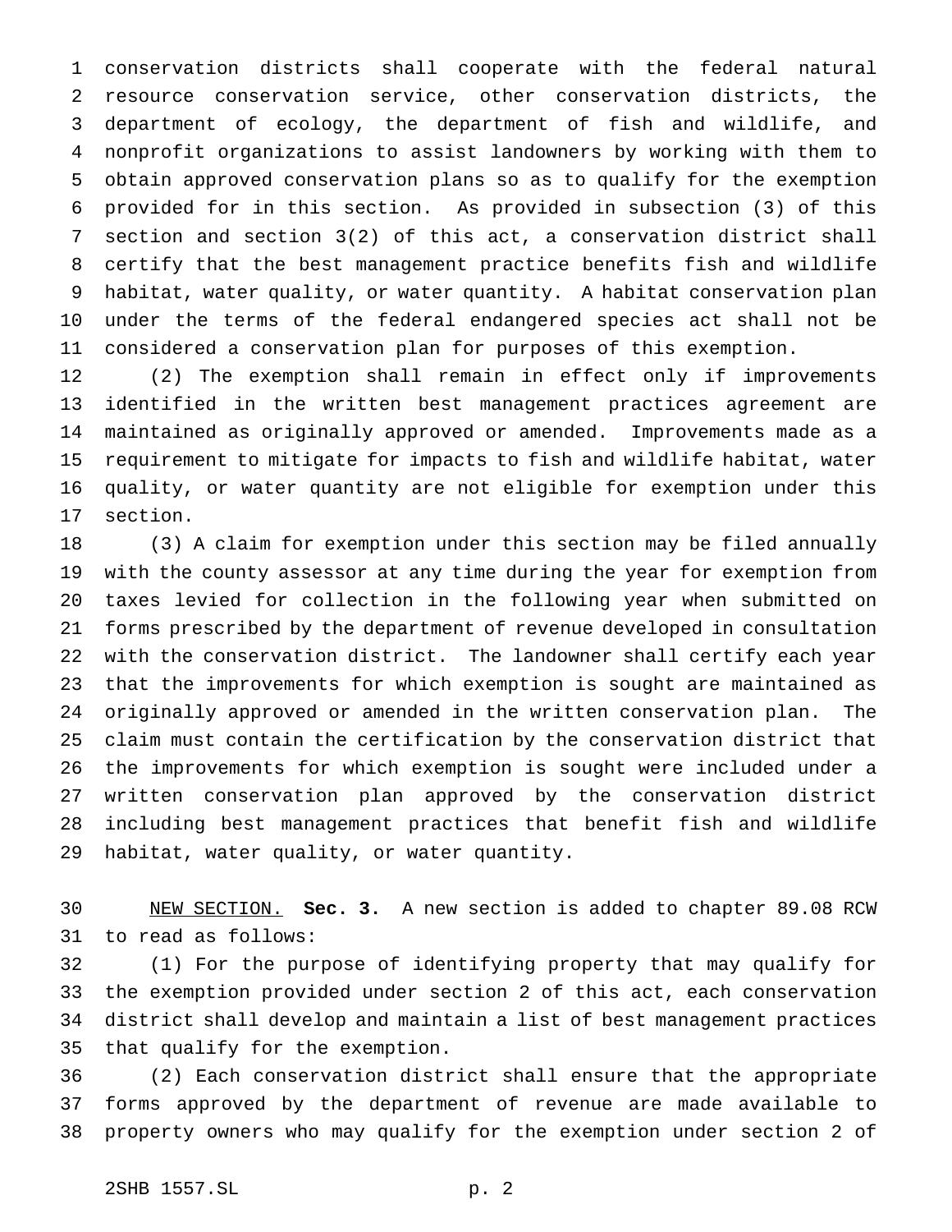conservation districts shall cooperate with the federal natural resource conservation service, other conservation districts, the department of ecology, the department of fish and wildlife, and nonprofit organizations to assist landowners by working with them to obtain approved conservation plans so as to qualify for the exemption provided for in this section. As provided in subsection (3) of this section and section 3(2) of this act, a conservation district shall certify that the best management practice benefits fish and wildlife habitat, water quality, or water quantity. A habitat conservation plan under the terms of the federal endangered species act shall not be considered a conservation plan for purposes of this exemption.

(2) The exemption shall remain in effect only if improvements identified in the written best management practices agreement are maintained as originally approved or amended. Improvements made as a requirement to mitigate for impacts to fish and wildlife habitat, water quality, or water quantity are not eligible for exemption under this section.

(3) A claim for exemption under this section may be filed annually with the county assessor at any time during the year for exemption from taxes levied for collection in the following year when submitted on forms prescribed by the department of revenue developed in consultation with the conservation district. The landowner shall certify each year that the improvements for which exemption is sought are maintained as originally approved or amended in the written conservation plan. The claim must contain the certification by the conservation district that the improvements for which exemption is sought were included under a written conservation plan approved by the conservation district including best management practices that benefit fish and wildlife habitat, water quality, or water quantity.

NEW SECTION. **Sec. 3.** A new section is added to chapter 89.08 RCW to read as follows:

(1) For the purpose of identifying property that may qualify for the exemption provided under section 2 of this act, each conservation district shall develop and maintain a list of best management practices that qualify for the exemption.

(2) Each conservation district shall ensure that the appropriate forms approved by the department of revenue are made available to property owners who may qualify for the exemption under section 2 of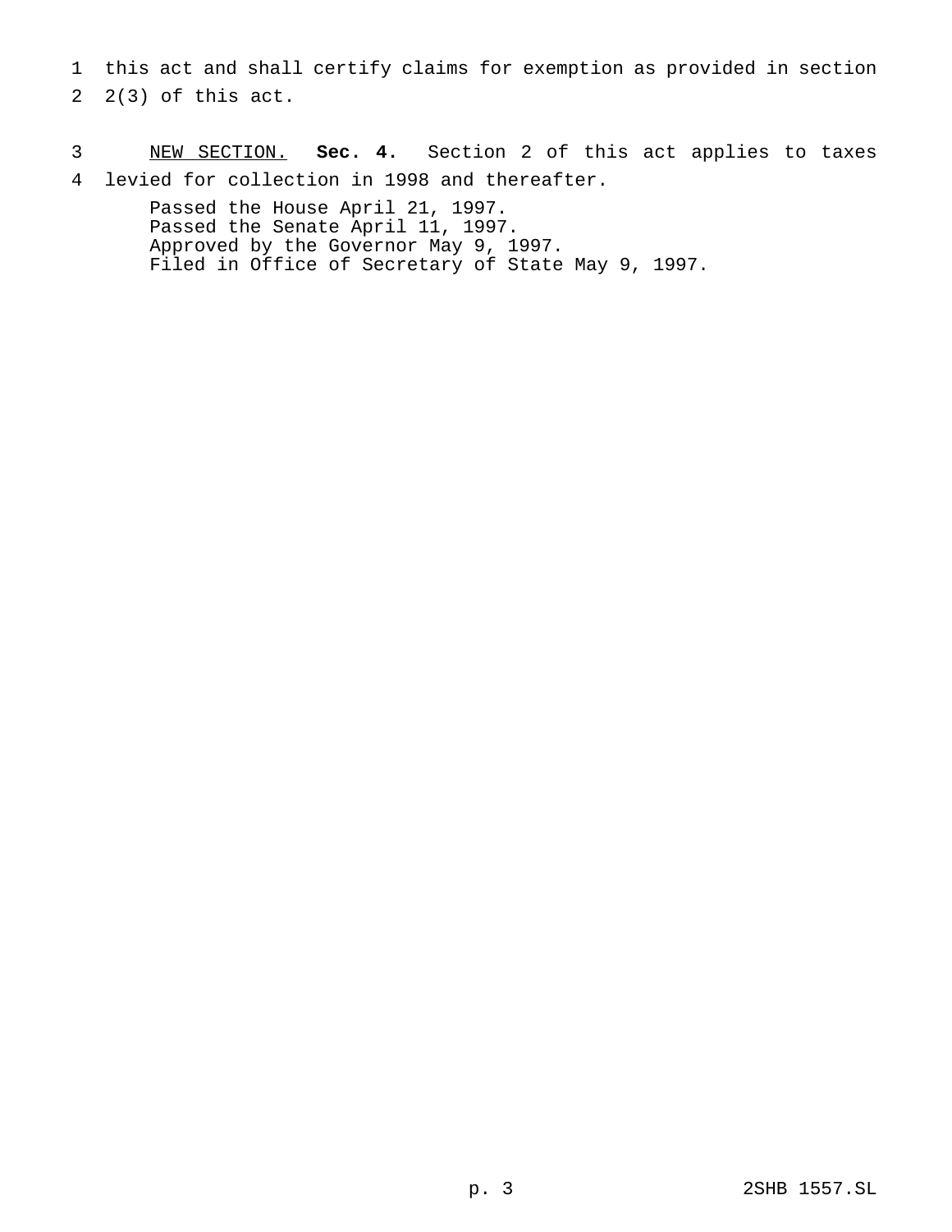this act and shall certify claims for exemption as provided in section 2(3) of this act.

NEW SECTION. **Sec. 4.** Section 2 of this act applies to taxes levied for collection in 1998 and thereafter.

Passed the House April 21, 1997.
Passed the Senate April 11, 1997.
Approved by the Governor May 9, 1997.
Filed in Office of Secretary of State May 9, 1997.